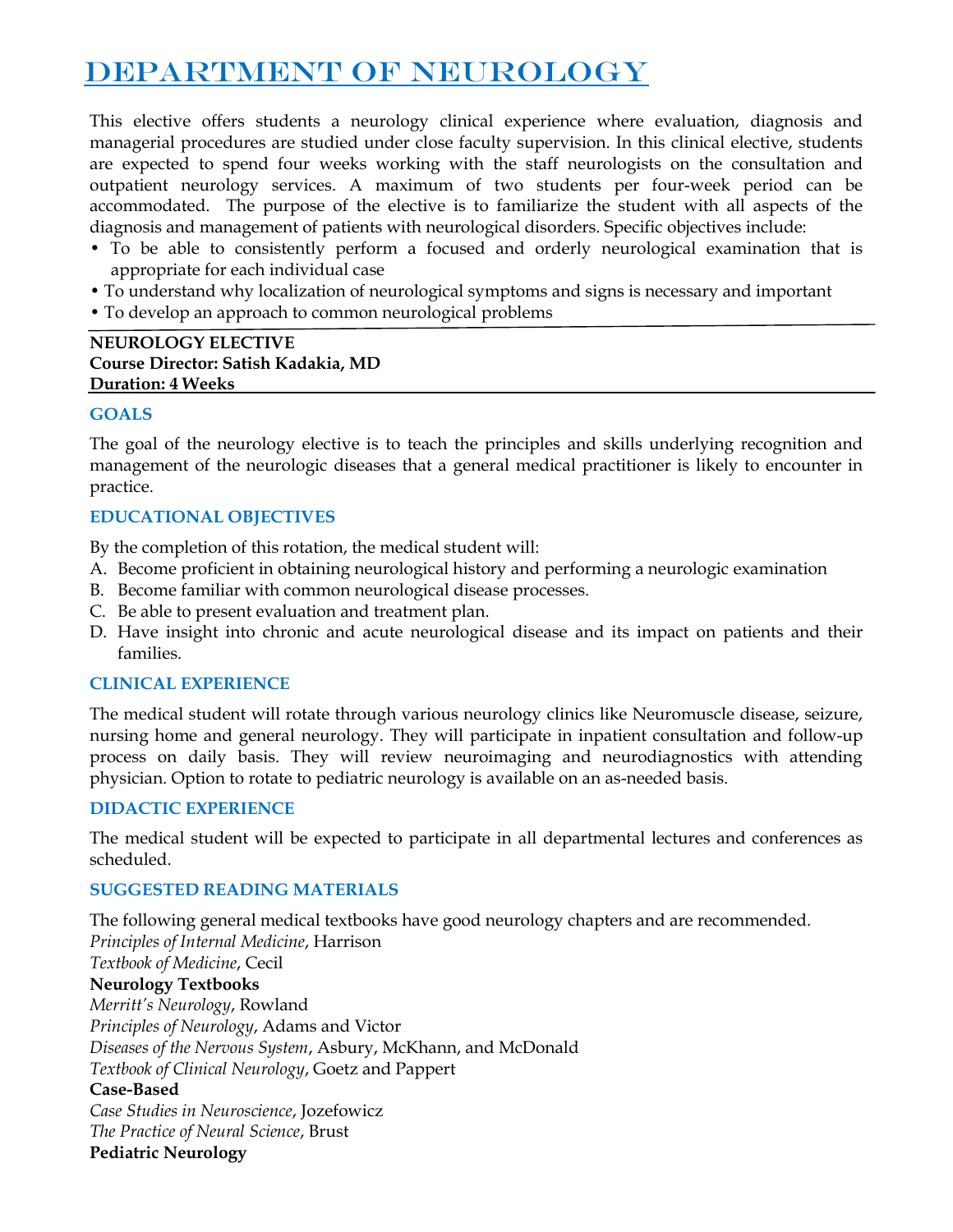# DEPARTMENT OF NEUROLOGY

This elective offers students a neurology clinical experience where evaluation, diagnosis and managerial procedures are studied under close faculty supervision. In this clinical elective, students are expected to spend four weeks working with the staff neurologists on the consultation and outpatient neurology services. A maximum of two students per four-week period can be accommodated. The purpose of the elective is to familiarize the student with all aspects of the diagnosis and management of patients with neurological disorders. Specific objectives include:

- To be able to consistently perform a focused and orderly neurological examination that is appropriate for each individual case
- To understand why localization of neurological symptoms and signs is necessary and important
- To develop an approach to common neurological problems

---

**NEUROLOGY ELECTIVE**
**Course Director: Satish Kadakia, MD**
**Duration: 4 Weeks**

---

### GOALS

The goal of the neurology elective is to teach the principles and skills underlying recognition and management of the neurologic diseases that a general medical practitioner is likely to encounter in practice.

### EDUCATIONAL OBJECTIVES

By the completion of this rotation, the medical student will:

A. Become proficient in obtaining neurological history and performing a neurologic examination
B. Become familiar with common neurological disease processes.
C. Be able to present evaluation and treatment plan.
D. Have insight into chronic and acute neurological disease and its impact on patients and their families.

### CLINICAL EXPERIENCE

The medical student will rotate through various neurology clinics like Neuromuscle disease, seizure, nursing home and general neurology. They will participate in inpatient consultation and follow-up process on daily basis. They will review neuroimaging and neurodiagnostics with attending physician. Option to rotate to pediatric neurology is available on an as-needed basis.

### DIDACTIC EXPERIENCE

The medical student will be expected to participate in all departmental lectures and conferences as scheduled.

### SUGGESTED READING MATERIALS

The following general medical textbooks have good neurology chapters and are recommended.

*Principles of Internal Medicine*, Harrison
*Textbook of Medicine*, Cecil

**Neurology Textbooks**

*Merritt's Neurology*, Rowland
*Principles of Neurology*, Adams and Victor
*Diseases of the Nervous System*, Asbury, McKhann, and McDonald
*Textbook of Clinical Neurology*, Goetz and Pappert

**Case-Based**

*Case Studies in Neuroscience*, Jozefowicz
*The Practice of Neural Science*, Brust

**Pediatric Neurology**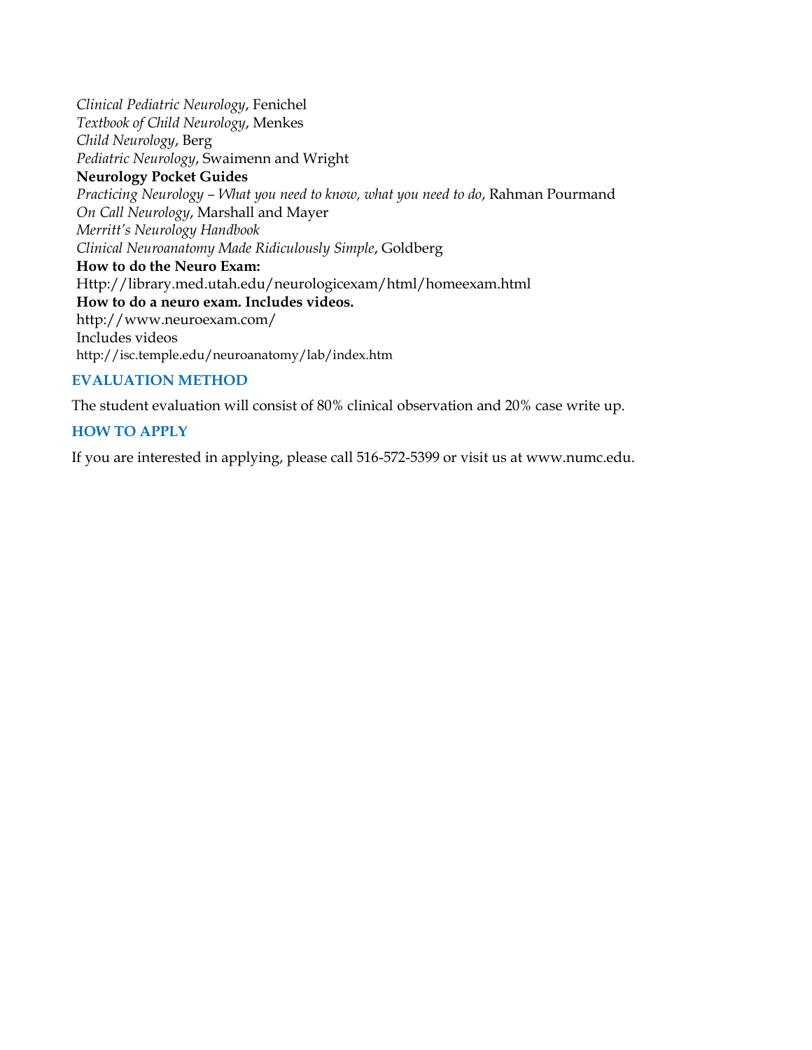*Clinical Pediatric Neurology*, Fenichel
*Textbook of Child Neurology*, Menkes
*Child Neurology*, Berg
*Pediatric Neurology*, Swaimenn and Wright

**Neurology Pocket Guides**

*Practicing Neurology – What you need to know, what you need to do*, Rahman Pourmand
*On Call Neurology*, Marshall and Mayer
*Merritt's Neurology Handbook*
*Clinical Neuroanatomy Made Ridiculously Simple*, Goldberg

**How to do the Neuro Exam:**
Http://library.med.utah.edu/neurologicexam/html/homeexam.html

**How to do a neuro exam. Includes videos.**
http://www.neuroexam.com/
Includes videos
http://isc.temple.edu/neuroanatomy/lab/index.htm

## EVALUATION METHOD

The student evaluation will consist of 80% clinical observation and 20% case write up.

## HOW TO APPLY

If you are interested in applying, please call 516-572-5399 or visit us at www.numc.edu.